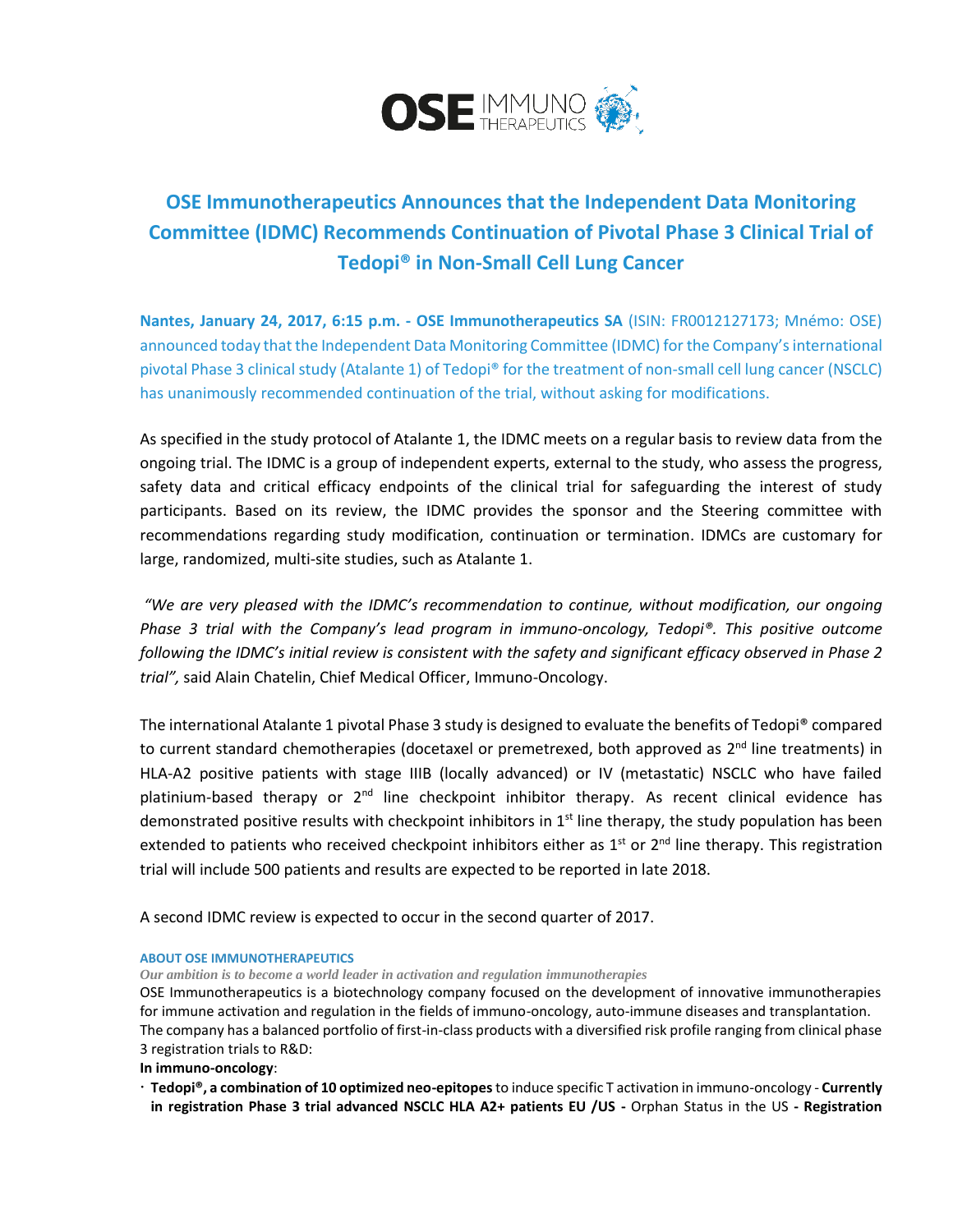# OSE Immunotherapeutics Announces that the Independent Data Monitoring Committee (IDMC) Recommends Continuation of Pivotal Phase 3 Clinical Trial of Tedopi® in Non-Small Cell Lung Cancer

**Nantes, January 24, 2017, 6:15 p.m. - OSE Immunotherapeutics SA** (ISIN: FR0012127173; Mnémo: OSE) announced today that the Independent Data Monitoring Committee (IDMC) for the Company's international pivotal Phase 3 clinical study (Atalante 1) of Tedopi® for the treatment of non-small cell lung cancer (NSCLC) has unanimously recommended continuation of the trial, without asking for modifications.

As specified in the study protocol of Atalante 1, the IDMC meets on a regular basis to review data from the ongoing trial. The IDMC is a group of independent experts, external to the study, who assess the progress, safety data and critical efficacy endpoints of the clinical trial for safeguarding the interest of study participants. Based on its review, the IDMC provides the sponsor and the Steering committee with recommendations regarding study modification, continuation or termination. IDMCs are customary for large, randomized, multi-site studies, such as Atalante 1.

*"We are very pleased with the IDMC's recommendation to continue, without modification, our ongoing Phase 3 trial with the Company's lead program in immuno-oncology, Tedopi®. This positive outcome following the IDMC's initial review is consistent with the safety and significant efficacy observed in Phase 2 trial",* said Alain Chatelin, Chief Medical Officer, Immuno-Oncology.

The international Atalante 1 pivotal Phase 3 study is designed to evaluate the benefits of Tedopi® compared to current standard chemotherapies (docetaxel or premetrexed, both approved as 2nd line treatments) in HLA-A2 positive patients with stage IIIB (locally advanced) or IV (metastatic) NSCLC who have failed platinium-based therapy or 2nd line checkpoint inhibitor therapy. As recent clinical evidence has demonstrated positive results with checkpoint inhibitors in 1st line therapy, the study population has been extended to patients who received checkpoint inhibitors either as 1st or 2nd line therapy. This registration trial will include 500 patients and results are expected to be reported in late 2018.

A second IDMC review is expected to occur in the second quarter of 2017.

**ABOUT OSE IMMUNOTHERAPEUTICS**

*Our ambition is to become a world leader in activation and regulation immunotherapies*

OSE Immunotherapeutics is a biotechnology company focused on the development of innovative immunotherapies for immune activation and regulation in the fields of immuno-oncology, auto-immune diseases and transplantation. The company has a balanced portfolio of first-in-class products with a diversified risk profile ranging from clinical phase 3 registration trials to R&D:

**In immuno-oncology**:

- **Tedopi®, a combination of 10 optimized neo-epitopes** to induce specific T activation in immuno-oncology - **Currently in registration Phase 3 trial advanced NSCLC HLA A2+ patients EU /US -** Orphan Status in the US **- Registration**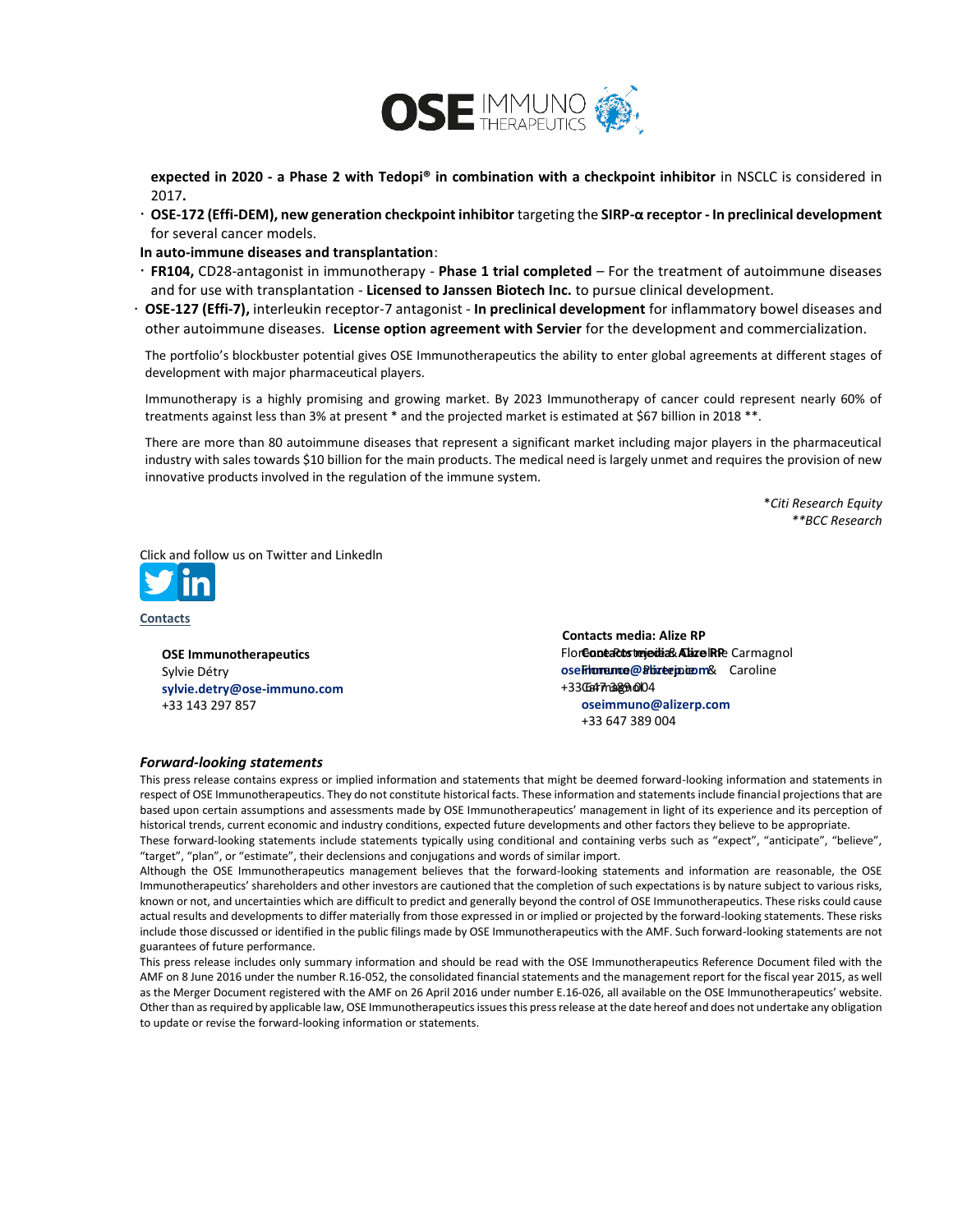**expected in 2020 - a Phase 2 with Tedopi® in combination with a checkpoint inhibitor** in NSCLC is considered in 2017**.**

- **OSE-172 (Effi-DEM), new generation checkpoint inhibitor** targeting the **SIRP-α receptor - In preclinical development** for several cancer models.

**In auto-immune diseases and transplantation**:

- **FR104,** CD28-antagonist in immunotherapy - **Phase 1 trial completed** – For the treatment of autoimmune diseases and for use with transplantation - **Licensed to Janssen Biotech Inc.** to pursue clinical development.
- **OSE-127 (Effi-7),** interleukin receptor-7 antagonist - **In preclinical development** for inflammatory bowel diseases and other autoimmune diseases. **License option agreement with Servier** for the development and commercialization.

The portfolio's blockbuster potential gives OSE Immunotherapeutics the ability to enter global agreements at different stages of development with major pharmaceutical players.

Immunotherapy is a highly promising and growing market. By 2023 Immunotherapy of cancer could represent nearly 60% of treatments against less than 3% at present * and the projected market is estimated at $67 billion in 2018 **.

There are more than 80 autoimmune diseases that represent a significant market including major players in the pharmaceutical industry with sales towards $10 billion for the main products. The medical need is largely unmet and requires the provision of new innovative products involved in the regulation of the immune system.

*Citi Research Equity*
*\*\*BCC Research*

Click and follow us on Twitter and LinkedIn

**Contacts**

**OSE Immunotherapeutics**
Sylvie Détry
**sylvie.detry@ose-immuno.com**
+33 143 297 857

**Contacts media: Alize RP**
Florence Portejoie & Caroline Carmagnol
**oseimmuno@alizerp.com**
+33 647 389 004

### *Forward-looking statements*

This press release contains express or implied information and statements that might be deemed forward-looking information and statements in respect of OSE Immunotherapeutics. They do not constitute historical facts. These information and statements include financial projections that are based upon certain assumptions and assessments made by OSE Immunotherapeutics' management in light of its experience and its perception of historical trends, current economic and industry conditions, expected future developments and other factors they believe to be appropriate.

These forward-looking statements include statements typically using conditional and containing verbs such as "expect", "anticipate", "believe", "target", "plan", or "estimate", their declensions and conjugations and words of similar import.

Although the OSE Immunotherapeutics management believes that the forward-looking statements and information are reasonable, the OSE Immunotherapeutics' shareholders and other investors are cautioned that the completion of such expectations is by nature subject to various risks, known or not, and uncertainties which are difficult to predict and generally beyond the control of OSE Immunotherapeutics. These risks could cause actual results and developments to differ materially from those expressed in or implied or projected by the forward-looking statements. These risks include those discussed or identified in the public filings made by OSE Immunotherapeutics with the AMF. Such forward-looking statements are not guarantees of future performance.

This press release includes only summary information and should be read with the OSE Immunotherapeutics Reference Document filed with the AMF on 8 June 2016 under the number R.16-052, the consolidated financial statements and the management report for the fiscal year 2015, as well as the Merger Document registered with the AMF on 26 April 2016 under number E.16-026, all available on the OSE Immunotherapeutics' website. Other than as required by applicable law, OSE Immunotherapeutics issues this press release at the date hereof and does not undertake any obligation to update or revise the forward-looking information or statements.